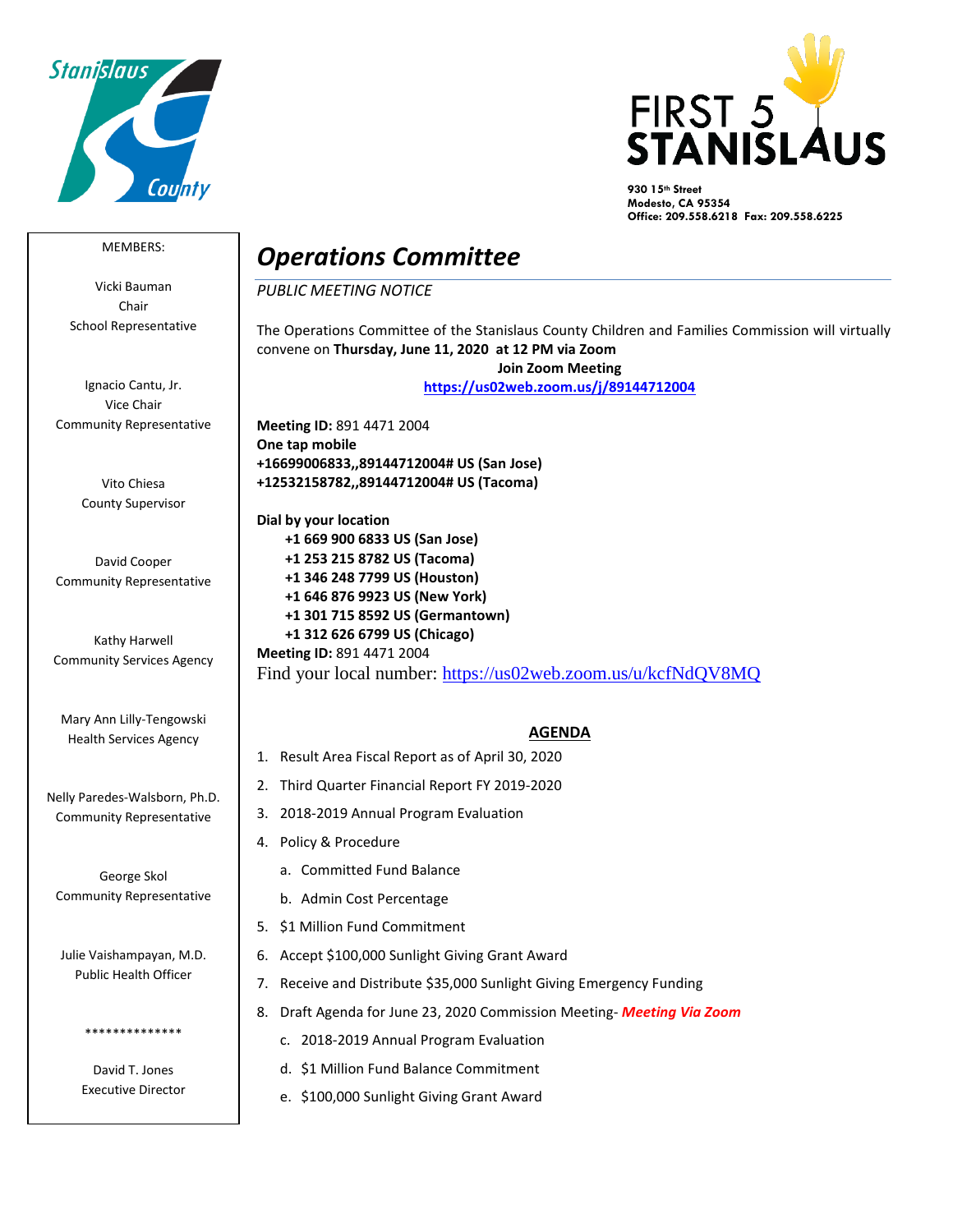Stanislaus County

FIRST 5 STANISLAUS

930 15th Street
Modesto, CA 95354
Office: 209.558.6218 Fax: 209.558.6225

MEMBERS:

Vicki Bauman
Chair
School Representative

Ignacio Cantu, Jr.
Vice Chair
Community Representative

Vito Chiesa
County Supervisor

David Cooper
Community Representative

Kathy Harwell
Community Services Agency

Mary Ann Lilly-Tengowski
Health Services Agency

Nelly Paredes-Walsborn, Ph.D.
Community Representative

George Skol
Community Representative

Julie Vaishampayan, M.D.
Public Health Officer

**************

David T. Jones
Executive Director

# *Operations Committee*

*PUBLIC MEETING NOTICE*

The Operations Committee of the Stanislaus County Children and Families Commission will virtually convene on **Thursday, June 11, 2020 at 12 PM via Zoom**

**Join Zoom Meeting**
**https://us02web.zoom.us/j/89144712004**

**Meeting ID:** 891 4471 2004
**One tap mobile**
**+16699006833,,89144712004# US (San Jose)**
**+12532158782,,89144712004# US (Tacoma)**

**Dial by your location**
**+1 669 900 6833 US (San Jose)**
**+1 253 215 8782 US (Tacoma)**
**+1 346 248 7799 US (Houston)**
**+1 646 876 9923 US (New York)**
**+1 301 715 8592 US (Germantown)**
**+1 312 626 6799 US (Chicago)**
**Meeting ID:** 891 4471 2004
Find your local number: https://us02web.zoom.us/u/kcfNdQV8MQ

## AGENDA

1. Result Area Fiscal Report as of April 30, 2020
2. Third Quarter Financial Report FY 2019-2020
3. 2018-2019 Annual Program Evaluation
4. Policy & Procedure
   a. Committed Fund Balance
   b. Admin Cost Percentage
5. $1 Million Fund Commitment
6. Accept $100,000 Sunlight Giving Grant Award
7. Receive and Distribute $35,000 Sunlight Giving Emergency Funding
8. Draft Agenda for June 23, 2020 Commission Meeting- ***Meeting Via Zoom***
   c. 2018-2019 Annual Program Evaluation
   d. $1 Million Fund Balance Commitment
   e. $100,000 Sunlight Giving Grant Award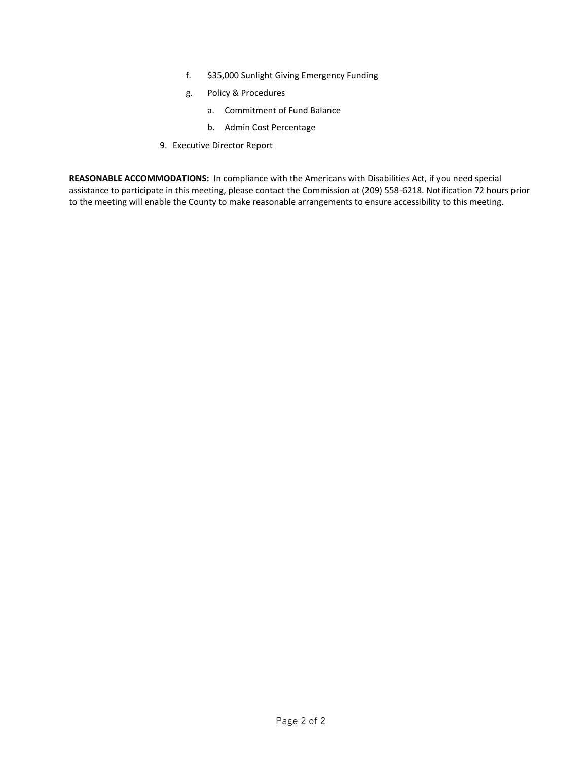f. $35,000 Sunlight Giving Emergency Funding

g. Policy & Procedures

   a. Commitment of Fund Balance

   b. Admin Cost Percentage

9. Executive Director Report

**REASONABLE ACCOMMODATIONS:** In compliance with the Americans with Disabilities Act, if you need special assistance to participate in this meeting, please contact the Commission at (209) 558-6218. Notification 72 hours prior to the meeting will enable the County to make reasonable arrangements to ensure accessibility to this meeting.